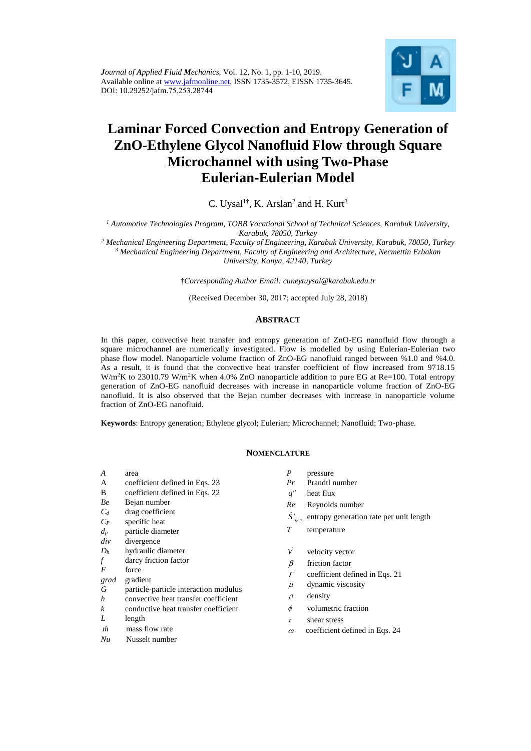*Journal of Applied Fluid Mechanics*, Vol. 12, No. 1, pp. 1-10, 2019.
Available online at www.jafmonline.net, ISSN 1735-3572, EISSN 1735-3645.
DOI: 10.29252/jafm.75.253.28744

# Laminar Forced Convection and Entropy Generation of ZnO-Ethylene Glycol Nanofluid Flow through Square Microchannel with using Two-Phase Eulerian-Eulerian Model

C. Uysal[1†], K. Arslan[2] and H. Kurt[3]

[1] *Automotive Technologies Program, TOBB Vocational School of Technical Sciences, Karabuk University, Karabuk, 78050, Turkey*
[2] *Mechanical Engineering Department, Faculty of Engineering, Karabuk University, Karabuk, 78050, Turkey*
[3] *Mechanical Engineering Department, Faculty of Engineering and Architecture, Necmettin Erbakan University, Konya, 42140, Turkey*

†*Corresponding Author Email: cuneytuysal@karabuk.edu.tr*

(Received December 30, 2017; accepted July 28, 2018)

## ABSTRACT

In this paper, convective heat transfer and entropy generation of ZnO-EG nanofluid flow through a square microchannel are numerically investigated. Flow is modelled by using Eulerian-Eulerian two phase flow model. Nanoparticle volume fraction of ZnO-EG nanofluid ranged between %1.0 and %4.0. As a result, it is found that the convective heat transfer coefficient of flow increased from 9718.15 $W/m^2K$ to 23010.79 $W/m^2K$ when 4.0% ZnO nanoparticle addition to pure EG at Re=100. Total entropy generation of ZnO-EG nanofluid decreases with increase in nanoparticle volume fraction of ZnO-EG nanofluid. It is also observed that the Bejan number decreases with increase in nanoparticle volume fraction of ZnO-EG nanofluid.

**Keywords**: Entropy generation; Ethylene glycol; Eulerian; Microchannel; Nanofluid; Two-phase.

## NOMENCLATURE

| | | | |
|---|---|---|---|
| $A$ | area | $P$ | pressure |
| A | coefficient defined in Eqs. 23 | $Pr$ | Prandtl number |
| B | coefficient defined in Eqs. 22 | $q''$ | heat flux |
| $Be$ | Bejan number | $Re$ | Reynolds number |
| $C_d$ | drag coefficient | $\dot{S}'_{gen}$ | entropy generation rate per unit length |
| $C_P$ | specific heat | $T$ | temperature |
| $d_p$ | particle diameter | | |
| $div$ | divergence | $\vec{V}$ | velocity vector |
| $D_h$ | hydraulic diameter | $\beta$ | friction factor |
| $f$ | darcy friction factor | $\Gamma$ | coefficient defined in Eqs. 21 |
| $F$ | force | $\mu$ | dynamic viscosity |
| $grad$ | gradient | $\rho$ | density |
| $G$ | particle-particle interaction modulus | $\phi$ | volumetric fraction |
| $h$ | convective heat transfer coefficient | $\tau$ | shear stress |
| $k$ | conductive heat transfer coefficient | $\omega$ | coefficient defined in Eqs. 24 |
| $L$ | length | | |
| $\dot{m}$ | mass flow rate | | |
| $Nu$ | Nusselt number | | |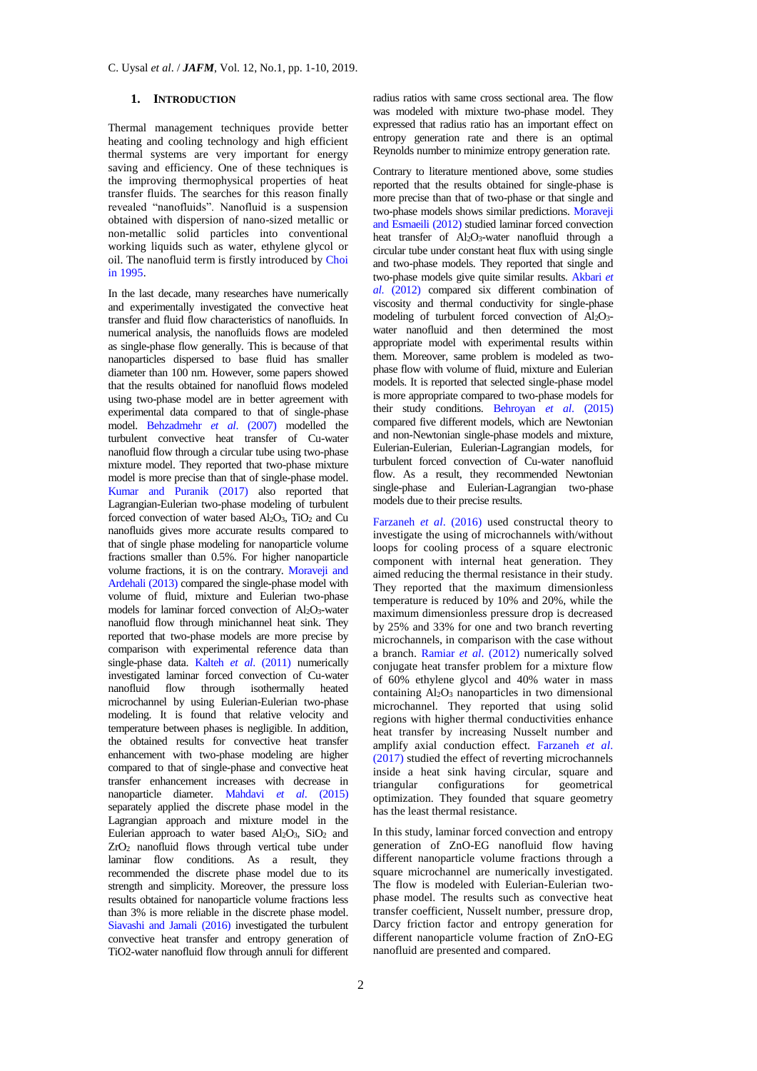## 1. INTRODUCTION

Thermal management techniques provide better heating and cooling technology and high efficient thermal systems are very important for energy saving and efficiency. One of these techniques is the improving thermophysical properties of heat transfer fluids. The searches for this reason finally revealed "nanofluids". Nanofluid is a suspension obtained with dispersion of nano-sized metallic or non-metallic solid particles into conventional working liquids such as water, ethylene glycol or oil. The nanofluid term is firstly introduced by Choi in 1995.

In the last decade, many researches have numerically and experimentally investigated the convective heat transfer and fluid flow characteristics of nanofluids. In numerical analysis, the nanofluids flows are modeled as single-phase flow generally. This is because of that nanoparticles dispersed to base fluid has smaller diameter than 100 nm. However, some papers showed that the results obtained for nanofluid flows modeled using two-phase model are in better agreement with experimental data compared to that of single-phase model. Behzadmehr *et al*. (2007) modelled the turbulent convective heat transfer of Cu-water nanofluid flow through a circular tube using two-phase mixture model. They reported that two-phase mixture model is more precise than that of single-phase model. Kumar and Puranik (2017) also reported that Lagrangian-Eulerian two-phase modeling of turbulent forced convection of water based $Al_2O_3$, $TiO_2$ and Cu nanofluids gives more accurate results compared to that of single phase modeling for nanoparticle volume fractions smaller than 0.5%. For higher nanoparticle volume fractions, it is on the contrary. Moraveji and Ardehali (2013) compared the single-phase model with volume of fluid, mixture and Eulerian two-phase models for laminar forced convection of $Al_2O_3$-water nanofluid flow through minichannel heat sink. They reported that two-phase models are more precise by comparison with experimental reference data than single-phase data. Kalteh *et al*. (2011) numerically investigated laminar forced convection of Cu-water nanofluid flow through isothermally heated microchannel by using Eulerian-Eulerian two-phase modeling. It is found that relative velocity and temperature between phases is negligible. In addition, the obtained results for convective heat transfer enhancement with two-phase modeling are higher compared to that of single-phase and convective heat transfer enhancement increases with decrease in nanoparticle diameter. Mahdavi *et al*. (2015) separately applied the discrete phase model in the Lagrangian approach and mixture model in the Eulerian approach to water based $Al_2O_3$, $SiO_2$ and $ZrO_2$ nanofluid flows through vertical tube under laminar flow conditions. As a result, they recommended the discrete phase model due to its strength and simplicity. Moreover, the pressure loss results obtained for nanoparticle volume fractions less than 3% is more reliable in the discrete phase model. Siavashi and Jamali (2016) investigated the turbulent convective heat transfer and entropy generation of TiO2-water nanofluid flow through annuli for different radius ratios with same cross sectional area. The flow was modeled with mixture two-phase model. They expressed that radius ratio has an important effect on entropy generation rate and there is an optimal Reynolds number to minimize entropy generation rate.

Contrary to literature mentioned above, some studies reported that the results obtained for single-phase is more precise than that of two-phase or that single and two-phase models shows similar predictions. Moraveji and Esmaeili (2012) studied laminar forced convection heat transfer of $Al_2O_3$-water nanofluid through a circular tube under constant heat flux with using single and two-phase models. They reported that single and two-phase models give quite similar results. Akbari *et al*. (2012) compared six different combination of viscosity and thermal conductivity for single-phase modeling of turbulent forced convection of $Al_2O_3$-water nanofluid and then determined the most appropriate model with experimental results within them. Moreover, same problem is modeled as two-phase flow with volume of fluid, mixture and Eulerian models. It is reported that selected single-phase model is more appropriate compared to two-phase models for their study conditions. Behroyan *et al*. (2015) compared five different models, which are Newtonian and non-Newtonian single-phase models and mixture, Eulerian-Eulerian, Eulerian-Lagrangian models, for turbulent forced convection of Cu-water nanofluid flow. As a result, they recommended Newtonian single-phase and Eulerian-Lagrangian two-phase models due to their precise results.

Farzaneh *et al*. (2016) used constructal theory to investigate the using of microchannels with/without loops for cooling process of a square electronic component with internal heat generation. They aimed reducing the thermal resistance in their study. They reported that the maximum dimensionless temperature is reduced by 10% and 20%, while the maximum dimensionless pressure drop is decreased by 25% and 33% for one and two branch reverting microchannels, in comparison with the case without a branch. Ramiar *et al*. (2012) numerically solved conjugate heat transfer problem for a mixture flow of 60% ethylene glycol and 40% water in mass containing $Al_2O_3$ nanoparticles in two dimensional microchannel. They reported that using solid regions with higher thermal conductivities enhance heat transfer by increasing Nusselt number and amplify axial conduction effect. Farzaneh *et al*. (2017) studied the effect of reverting microchannels inside a heat sink having circular, square and triangular configurations for geometrical optimization. They founded that square geometry has the least thermal resistance.

In this study, laminar forced convection and entropy generation of ZnO-EG nanofluid flow having different nanoparticle volume fractions through a square microchannel are numerically investigated. The flow is modeled with Eulerian-Eulerian two-phase model. The results such as convective heat transfer coefficient, Nusselt number, pressure drop, Darcy friction factor and entropy generation for different nanoparticle volume fraction of ZnO-EG nanofluid are presented and compared.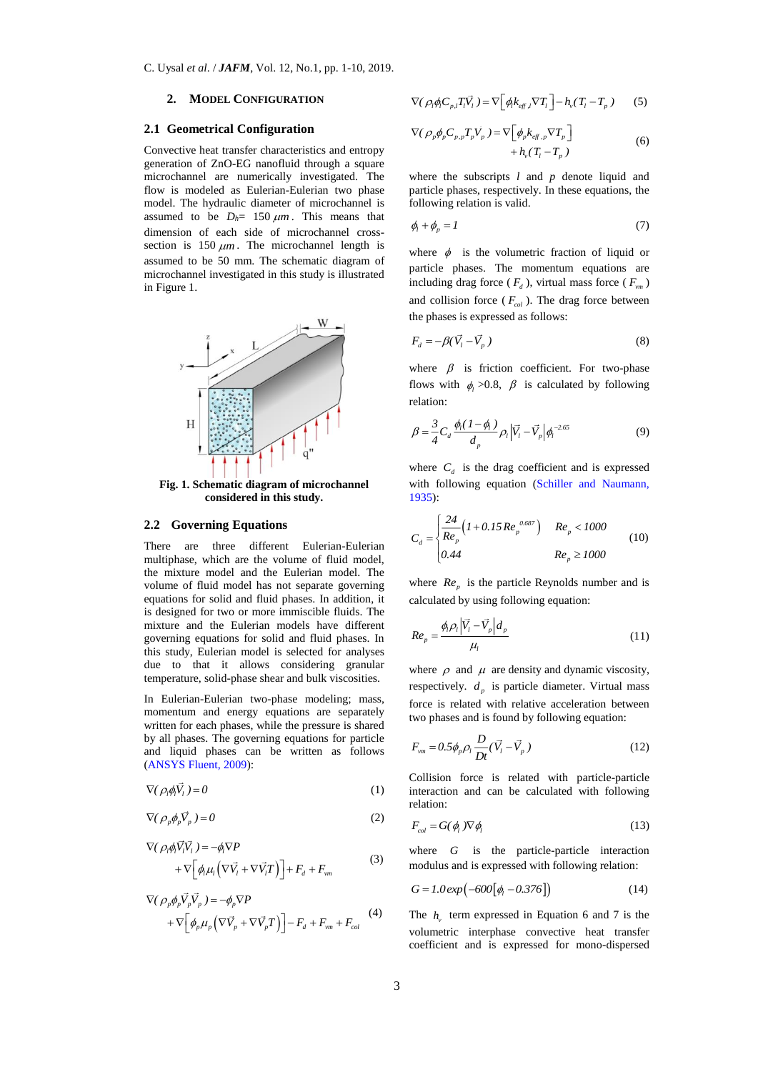## 2. MODEL CONFIGURATION

### 2.1 Geometrical Configuration

Convective heat transfer characteristics and entropy generation of ZnO-EG nanofluid through a square microchannel are numerically investigated. The flow is modeled as Eulerian-Eulerian two phase model. The hydraulic diameter of microchannel is assumed to be $D_h$= 150 $\mu m$. This means that dimension of each side of microchannel cross-section is 150 $\mu m$. The microchannel length is assumed to be 50 mm. The schematic diagram of microchannel investigated in this study is illustrated in Figure 1.

**Fig. 1. Schematic diagram of microchannel considered in this study.**

### 2.2 Governing Equations

There are three different Eulerian-Eulerian multiphase, which are the volume of fluid model, the mixture model and the Eulerian model. The volume of fluid model has not separate governing equations for solid and fluid phases. In addition, it is designed for two or more immiscible fluids. The mixture and the Eulerian models have different governing equations for solid and fluid phases. In this study, Eulerian model is selected for analyses due to that it allows considering granular temperature, solid-phase shear and bulk viscosities.

In Eulerian-Eulerian two-phase modeling; mass, momentum and energy equations are separately written for each phases, while the pressure is shared by all phases. The governing equations for particle and liquid phases can be written as follows (ANSYS Fluent, 2009):

$$\nabla(\rho_l \phi_l \vec{V}_l) = 0 \tag{1}$$

$$\nabla(\rho_p \phi_p \vec{V}_p) = 0 \tag{2}$$

$$\nabla(\rho_l \phi_l \vec{V}_l \vec{V}_l) = -\phi_l \nabla P + \nabla\left[\phi_l \mu_l \left(\nabla \vec{V}_l + \nabla \vec{V}_l T\right)\right] + F_d + F_{vm} \tag{3}$$

$$\nabla(\rho_p \phi_p \vec{V}_p \vec{V}_p) = -\phi_p \nabla P + \nabla\left[\phi_p \mu_p \left(\nabla \vec{V}_p + \nabla \vec{V}_p T\right)\right] - F_d + F_{vm} + F_{col} \tag{4}$$

$$\nabla(\rho_l \phi_l C_{p,l} T_l \vec{V}_l) = \nabla\left[\phi_l k_{eff,l} \nabla T_l\right] - h_v(T_l - T_p) \tag{5}$$

$$\nabla(\rho_p \phi_p C_{p,p} T_p V_p) = \nabla\left[\phi_p k_{eff,p} \nabla T_p\right] + h_v(T_l - T_p) \tag{6}$$

where the subscripts $l$ and $p$ denote liquid and particle phases, respectively. In these equations, the following relation is valid.

$$\phi_l + \phi_p = 1 \tag{7}$$

where $\phi$ is the volumetric fraction of liquid or particle phases. The momentum equations are including drag force ($F_d$), virtual mass force ($F_{vm}$) and collision force ($F_{col}$). The drag force between the phases is expressed as follows:

$$F_d = -\beta(\vec{V}_l - \vec{V}_p) \tag{8}$$

where $\beta$ is friction coefficient. For two-phase flows with $\phi_l$ >0.8, $\beta$ is calculated by following relation:

$$\beta = \frac{3}{4} C_d \frac{\phi_l(1-\phi_l)}{d_p} \rho_l \left|\vec{V}_l - \vec{V}_p\right| \phi_l^{-2.65} \tag{9}$$

where $C_d$ is the drag coefficient and is expressed with following equation (Schiller and Naumann, 1935):

$$C_d = \begin{cases} \dfrac{24}{Re_p}\left(1 + 0.15 Re_p^{\,0.687}\right) & Re_p < 1000 \\ 0.44 & Re_p \geq 1000 \end{cases} \tag{10}$$

where $Re_p$ is the particle Reynolds number and is calculated by using following equation:

$$Re_p = \frac{\phi_l \rho_l \left|\vec{V}_l - \vec{V}_p\right| d_p}{\mu_l} \tag{11}$$

where $\rho$ and $\mu$ are density and dynamic viscosity, respectively. $d_p$ is particle diameter. Virtual mass force is related with relative acceleration between two phases and is found by following equation:

$$F_{vm} = 0.5 \phi_p \rho_l \frac{D}{Dt}(\vec{V}_l - \vec{V}_p) \tag{12}$$

Collision force is related with particle-particle interaction and can be calculated with following relation:

$$F_{col} = G(\phi_l) \nabla \phi_l \tag{13}$$

where $G$ is the particle-particle interaction modulus and is expressed with following relation:

$$G = 1.0 \exp\left(-600\left[\phi_l - 0.376\right]\right) \tag{14}$$

The $h_v$ term expressed in Equation 6 and 7 is the volumetric interphase convective heat transfer coefficient and is expressed for mono-dispersed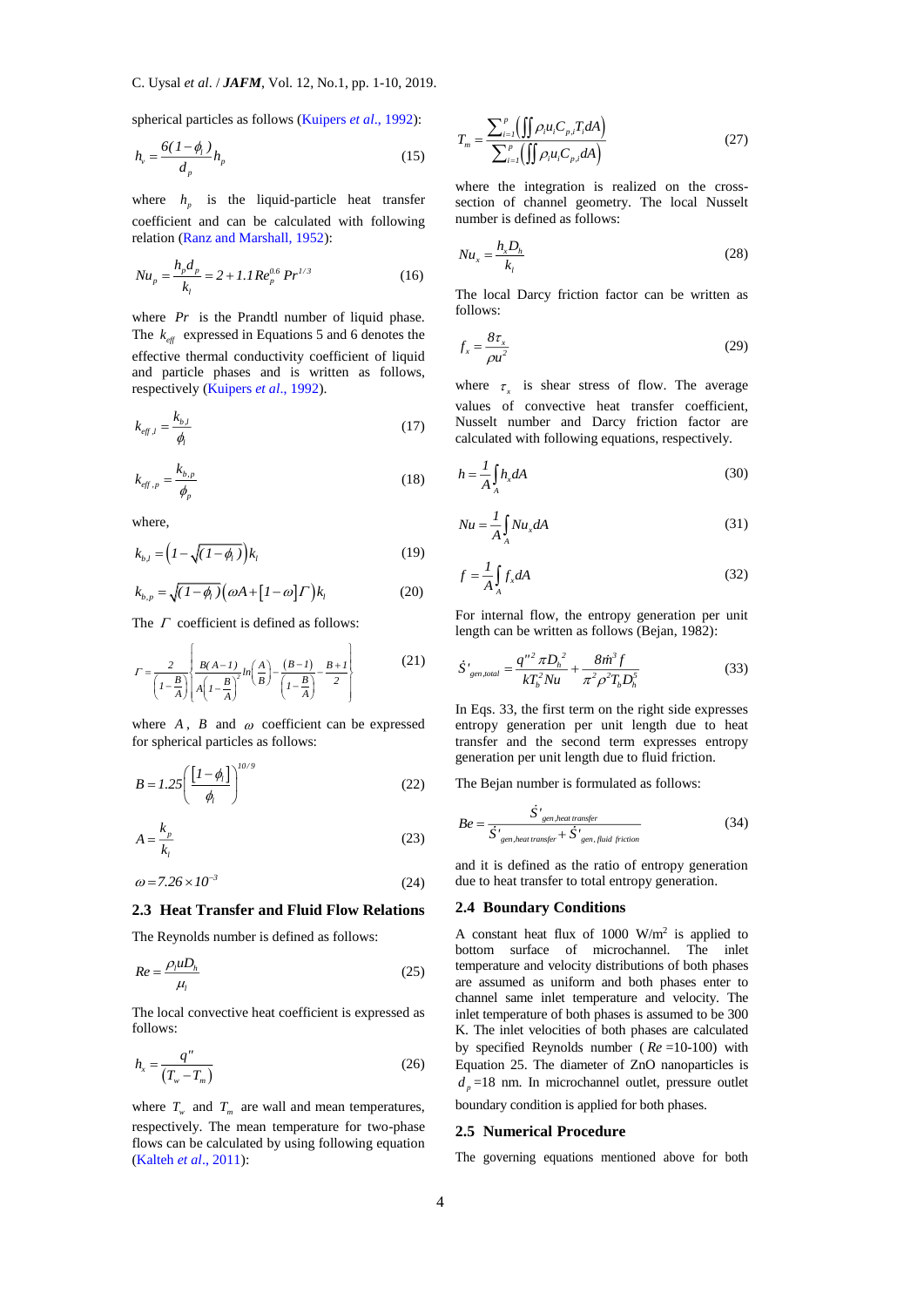spherical particles as follows (Kuipers *et al*., 1992):

$$h_v = \frac{6(1-\phi_l)}{d_p} h_p \tag{15}$$

where $h_p$ is the liquid-particle heat transfer coefficient and can be calculated with following relation (Ranz and Marshall, 1952):

$$Nu_p = \frac{h_p d_p}{k_l} = 2 + 1.1 Re_p^{0.6} Pr^{1/3} \tag{16}$$

where $Pr$ is the Prandtl number of liquid phase. The $k_{eff}$ expressed in Equations 5 and 6 denotes the effective thermal conductivity coefficient of liquid and particle phases and is written as follows, respectively (Kuipers *et al*., 1992).

$$k_{eff,l} = \frac{k_{b,l}}{\phi_l} \tag{17}$$

$$k_{eff,p} = \frac{k_{b,p}}{\phi_p} \tag{18}$$

where,

$$k_{b,l} = \left(1 - \sqrt{(1-\phi_l)}\right) k_l \tag{19}$$

$$k_{b,p} = \sqrt{(1-\phi_l)}\left(\omega A + [1-\omega]\Gamma\right) k_l \tag{20}$$

The $\Gamma$ coefficient is defined as follows:

$$\Gamma = \frac{2}{\left(1-\frac{B}{A}\right)}\left\{\frac{B(A-1)}{A\left(1-\frac{B}{A}\right)^2} ln\left(\frac{A}{B}\right) - \frac{(B-1)}{\left(1-\frac{B}{A}\right)} - \frac{B+1}{2}\right\} \tag{21}$$

where $A$, $B$ and $\omega$ coefficient can be expressed for spherical particles as follows:

$$B = 1.25\left(\frac{[1-\phi_l]}{\phi_l}\right)^{10/9} \tag{22}$$

$$A = \frac{k_p}{k_l} \tag{23}$$

$$\omega = 7.26 \times 10^{-3} \tag{24}$$

### 2.3 Heat Transfer and Fluid Flow Relations

The Reynolds number is defined as follows:

$$Re = \frac{\rho_l u D_h}{\mu_l} \tag{25}$$

The local convective heat coefficient is expressed as follows:

$$h_x = \frac{q''}{(T_w - T_m)} \tag{26}$$

where $T_w$ and $T_m$ are wall and mean temperatures, respectively. The mean temperature for two-phase flows can be calculated by using following equation (Kalteh *et al*., 2011):

$$T_m = \frac{\sum_{i=1}^{p}\left(\iint \rho_i u_i C_{p,i} T_i dA\right)}{\sum_{i=1}^{p}\left(\iint \rho_i u_i C_{p,i} dA\right)} \tag{27}$$

where the integration is realized on the cross-section of channel geometry. The local Nusselt number is defined as follows:

$$Nu_x = \frac{h_x D_h}{k_l} \tag{28}$$

The local Darcy friction factor can be written as follows:

$$f_x = \frac{8\tau_x}{\rho u^2} \tag{29}$$

where $\tau_x$ is shear stress of flow. The average values of convective heat transfer coefficient, Nusselt number and Darcy friction factor are calculated with following equations, respectively.

$$h = \frac{1}{A}\int_A h_x dA \tag{30}$$

$$Nu = \frac{1}{A}\int_A Nu_x dA \tag{31}$$

$$f = \frac{1}{A}\int_A f_x dA \tag{32}$$

For internal flow, the entropy generation per unit length can be written as follows (Bejan, 1982):

$$\dot{S}'_{gen,total} = \frac{q''^2 \pi D_h^2}{k T_b^2 Nu} + \frac{8\dot{m}^3 f}{\pi^2 \rho^2 T_b D_h^5} \tag{33}$$

In Eqs. 33, the first term on the right side expresses entropy generation per unit length due to heat transfer and the second term expresses entropy generation per unit length due to fluid friction.

The Bejan number is formulated as follows:

$$Be = \frac{\dot{S}'_{gen,heat\ transfer}}{\dot{S}'_{gen,heat\ transfer} + \dot{S}'_{gen,\ fluid\ friction}} \tag{34}$$

and it is defined as the ratio of entropy generation due to heat transfer to total entropy generation.

### 2.4 Boundary Conditions

A constant heat flux of 1000 W/m$^2$ is applied to bottom surface of microchannel. The inlet temperature and velocity distributions of both phases are assumed as uniform and both phases enter to channel same inlet temperature and velocity. The inlet temperature of both phases is assumed to be 300 K. The inlet velocities of both phases are calculated by specified Reynolds number ($Re$ =10-100) with Equation 25. The diameter of ZnO nanoparticles is $d_p$ =18 nm. In microchannel outlet, pressure outlet boundary condition is applied for both phases.

### 2.5 Numerical Procedure

The governing equations mentioned above for both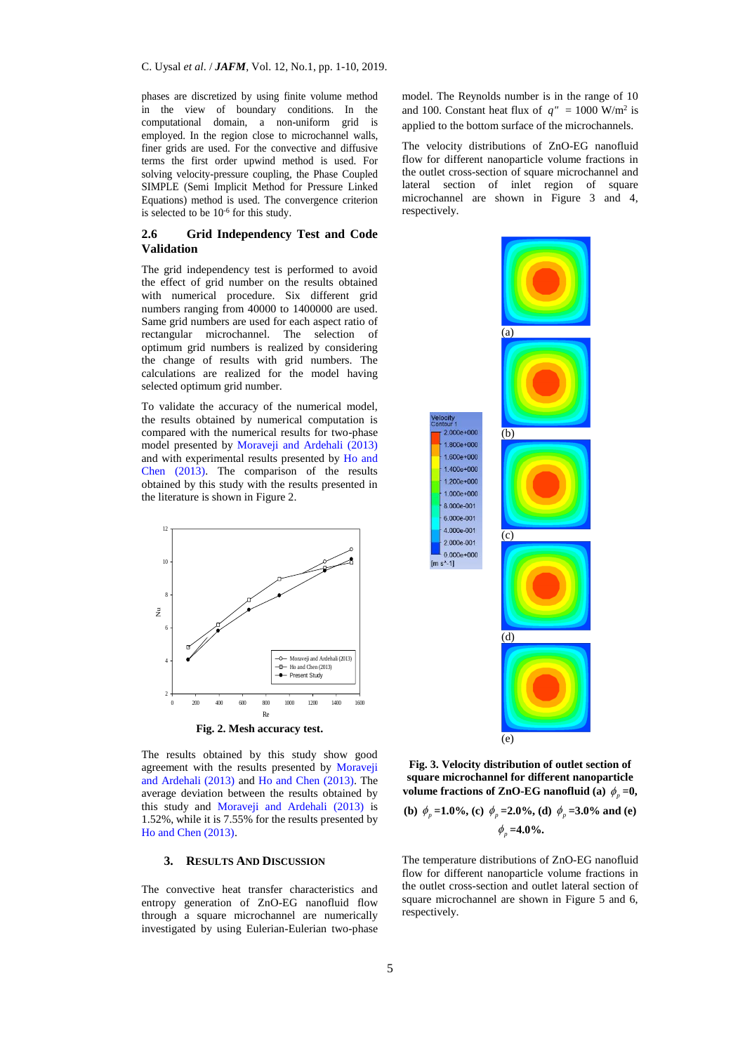phases are discretized by using finite volume method in the view of boundary conditions. In the computational domain, a non-uniform grid is employed. In the region close to microchannel walls, finer grids are used. For the convective and diffusive terms the first order upwind method is used. For solving velocity-pressure coupling, the Phase Coupled SIMPLE (Semi Implicit Method for Pressure Linked Equations) method is used. The convergence criterion is selected to be $10^{-6}$ for this study.

### 2.6 Grid Independency Test and Code Validation

The grid independency test is performed to avoid the effect of grid number on the results obtained with numerical procedure. Six different grid numbers ranging from 40000 to 1400000 are used. Same grid numbers are used for each aspect ratio of rectangular microchannel. The selection of optimum grid numbers is realized by considering the change of results with grid numbers. The calculations are realized for the model having selected optimum grid number.

To validate the accuracy of the numerical model, the results obtained by numerical computation is compared with the numerical results for two-phase model presented by Moraveji and Ardehali (2013) and with experimental results presented by Ho and Chen (2013). The comparison of the results obtained by this study with the results presented in the literature is shown in Figure 2.

**Fig. 2. Mesh accuracy test.**

The results obtained by this study show good agreement with the results presented by Moraveji and Ardehali (2013) and Ho and Chen (2013). The average deviation between the results obtained by this study and Moraveji and Ardehali (2013) is 1.52%, while it is 7.55% for the results presented by Ho and Chen (2013).

## 3. Results And Discussion

The convective heat transfer characteristics and entropy generation of ZnO-EG nanofluid flow through a square microchannel are numerically investigated by using Eulerian-Eulerian two-phase model. The Reynolds number is in the range of 10 and 100. Constant heat flux of $q'' = 1000$ W/m$^2$ is applied to the bottom surface of the microchannels.

The velocity distributions of ZnO-EG nanofluid flow for different nanoparticle volume fractions in the outlet cross-section of square microchannel and lateral section of inlet region of square microchannel are shown in Figure 3 and 4, respectively.

**Fig. 3. Velocity distribution of outlet section of square microchannel for different nanoparticle volume fractions of ZnO-EG nanofluid (a) $\phi_p$ =0, (b) $\phi_p$ =1.0%, (c) $\phi_p$ =2.0%, (d) $\phi_p$ =3.0% and (e) $\phi_p$ =4.0%.**

The temperature distributions of ZnO-EG nanofluid flow for different nanoparticle volume fractions in the outlet cross-section and outlet lateral section of square microchannel are shown in Figure 5 and 6, respectively.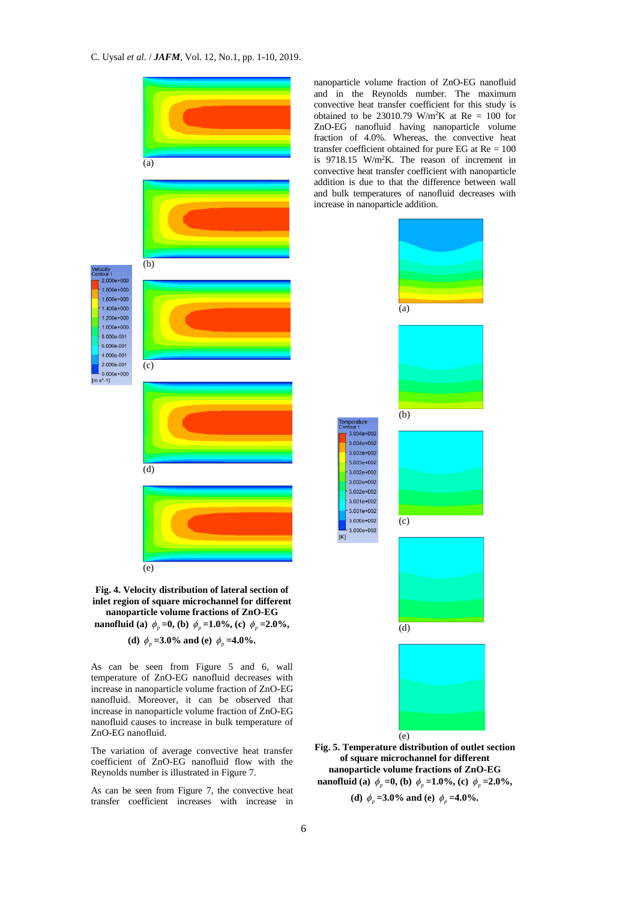**Fig. 4. Velocity distribution of lateral section of inlet region of square microchannel for different nanoparticle volume fractions of ZnO-EG nanofluid (a) $\phi_p$ =0, (b) $\phi_p$ =1.0%, (c) $\phi_p$ =2.0%, (d) $\phi_p$ =3.0% and (e) $\phi_p$ =4.0%.**

As can be seen from Figure 5 and 6, wall temperature of ZnO-EG nanofluid decreases with increase in nanoparticle volume fraction of ZnO-EG nanofluid. Moreover, it can be observed that increase in nanoparticle volume fraction of ZnO-EG nanofluid causes to increase in bulk temperature of ZnO-EG nanofluid.

The variation of average convective heat transfer coefficient of ZnO-EG nanofluid flow with the Reynolds number is illustrated in Figure 7.

As can be seen from Figure 7, the convective heat transfer coefficient increases with increase in nanoparticle volume fraction of ZnO-EG nanofluid and in the Reynolds number. The maximum convective heat transfer coefficient for this study is obtained to be 23010.79 W/m$^2$K at Re = 100 for ZnO-EG nanofluid having nanoparticle volume fraction of 4.0%. Whereas, the convective heat transfer coefficient obtained for pure EG at Re = 100 is 9718.15 W/m$^2$K. The reason of increment in convective heat transfer coefficient with nanoparticle addition is due to that the difference between wall and bulk temperatures of nanofluid decreases with increase in nanoparticle addition.

**Fig. 5. Temperature distribution of outlet section of square microchannel for different nanoparticle volume fractions of ZnO-EG nanofluid (a) $\phi_p$ =0, (b) $\phi_p$ =1.0%, (c) $\phi_p$ =2.0%, (d) $\phi_p$ =3.0% and (e) $\phi_p$ =4.0%.**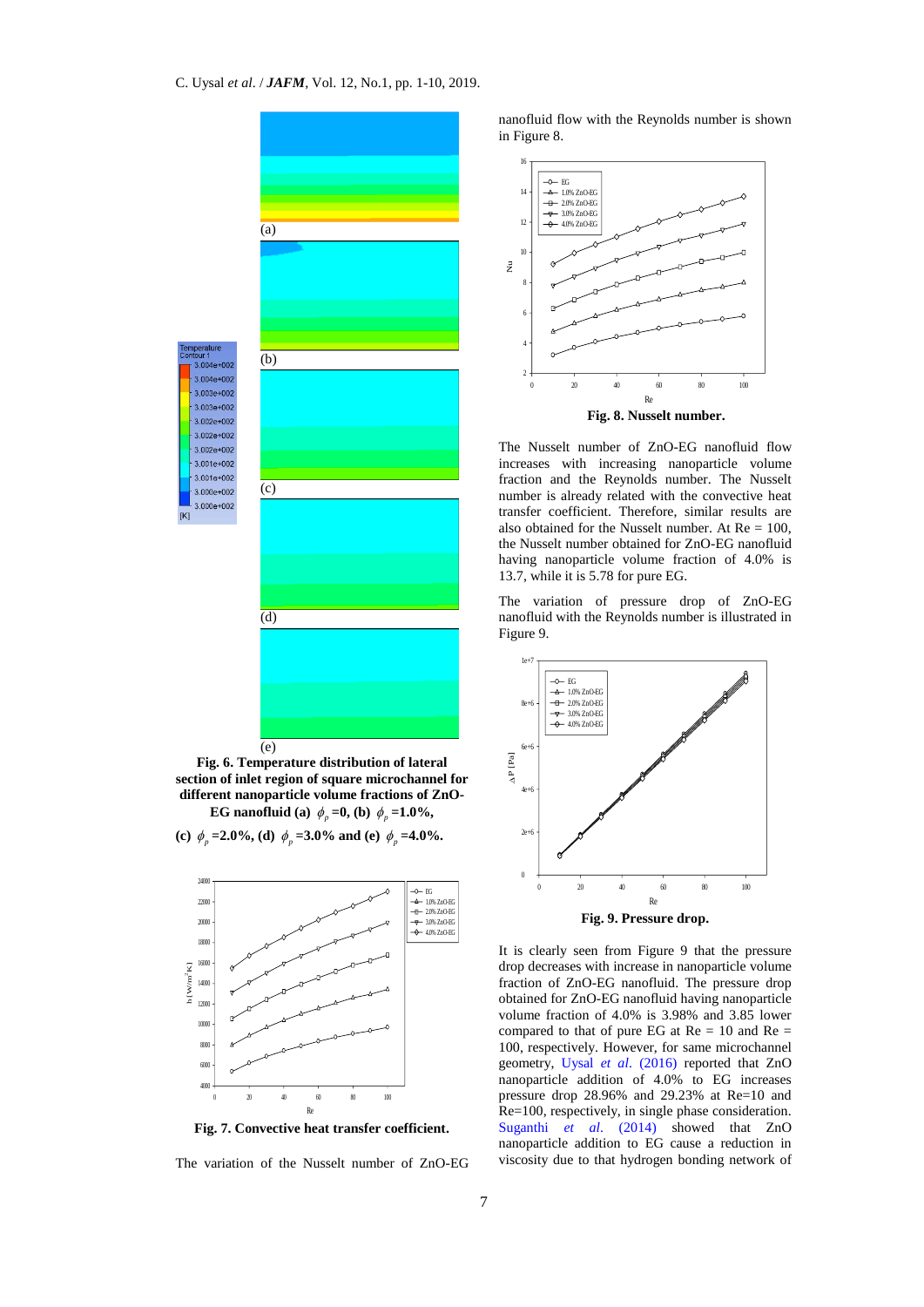**Fig. 6. Temperature distribution of lateral section of inlet region of square microchannel for different nanoparticle volume fractions of ZnO-EG nanofluid (a) $\phi_p$ =0, (b) $\phi_p$ =1.0%, (c) $\phi_p$ =2.0%, (d) $\phi_p$ =3.0% and (e) $\phi_p$ =4.0%.**

**Fig. 7. Convective heat transfer coefficient.**

The variation of the Nusselt number of ZnO-EG nanofluid flow with the Reynolds number is shown in Figure 8.

**Fig. 8. Nusselt number.**

The Nusselt number of ZnO-EG nanofluid flow increases with increasing nanoparticle volume fraction and the Reynolds number. The Nusselt number is already related with the convective heat transfer coefficient. Therefore, similar results are also obtained for the Nusselt number. At Re = 100, the Nusselt number obtained for ZnO-EG nanofluid having nanoparticle volume fraction of 4.0% is 13.7, while it is 5.78 for pure EG.

The variation of pressure drop of ZnO-EG nanofluid with the Reynolds number is illustrated in Figure 9.

**Fig. 9. Pressure drop.**

It is clearly seen from Figure 9 that the pressure drop decreases with increase in nanoparticle volume fraction of ZnO-EG nanofluid. The pressure drop obtained for ZnO-EG nanofluid having nanoparticle volume fraction of 4.0% is 3.98% and 3.85 lower compared to that of pure EG at Re = 10 and Re = 100, respectively. However, for same microchannel geometry, Uysal *et al.* (2016) reported that ZnO nanoparticle addition of 4.0% to EG increases pressure drop 28.96% and 29.23% at Re=10 and Re=100, respectively, in single phase consideration. Suganthi *et al.* (2014) showed that ZnO nanoparticle addition to EG cause a reduction in viscosity due to that hydrogen bonding network of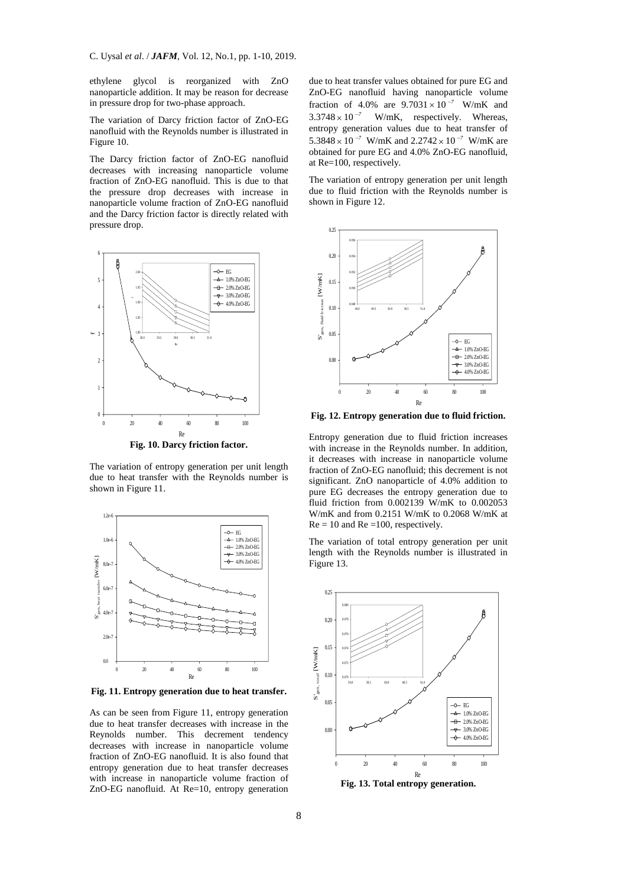ethylene glycol is reorganized with ZnO nanoparticle addition. It may be reason for decrease in pressure drop for two-phase approach.

The variation of Darcy friction factor of ZnO-EG nanofluid with the Reynolds number is illustrated in Figure 10.

The Darcy friction factor of ZnO-EG nanofluid decreases with increasing nanoparticle volume fraction of ZnO-EG nanofluid. This is due to that the pressure drop decreases with increase in nanoparticle volume fraction of ZnO-EG nanofluid and the Darcy friction factor is directly related with pressure drop.

**Fig. 10. Darcy friction factor.**

The variation of entropy generation per unit length due to heat transfer with the Reynolds number is shown in Figure 11.

**Fig. 11. Entropy generation due to heat transfer.**

As can be seen from Figure 11, entropy generation due to heat transfer decreases with increase in the Reynolds number. This decrement tendency decreases with increase in nanoparticle volume fraction of ZnO-EG nanofluid. It is also found that entropy generation due to heat transfer decreases with increase in nanoparticle volume fraction of ZnO-EG nanofluid. At Re=10, entropy generation due to heat transfer values obtained for pure EG and ZnO-EG nanofluid having nanoparticle volume fraction of 4.0% are $9.7031 \times 10^{-7}$ W/mK and $3.3748 \times 10^{-7}$ W/mK, respectively. Whereas, entropy generation values due to heat transfer of $5.3848 \times 10^{-7}$ W/mK and $2.2742 \times 10^{-7}$ W/mK are obtained for pure EG and 4.0% ZnO-EG nanofluid, at Re=100, respectively.

The variation of entropy generation per unit length due to fluid friction with the Reynolds number is shown in Figure 12.

**Fig. 12. Entropy generation due to fluid friction.**

Entropy generation due to fluid friction increases with increase in the Reynolds number. In addition, it decreases with increase in nanoparticle volume fraction of ZnO-EG nanofluid; this decrement is not significant. ZnO nanoparticle of 4.0% addition to pure EG decreases the entropy generation due to fluid friction from 0.002139 W/mK to 0.002053 W/mK and from 0.2151 W/mK to 0.2068 W/mK at Re = 10 and Re =100, respectively.

The variation of total entropy generation per unit length with the Reynolds number is illustrated in Figure 13.

**Fig. 13. Total entropy generation.**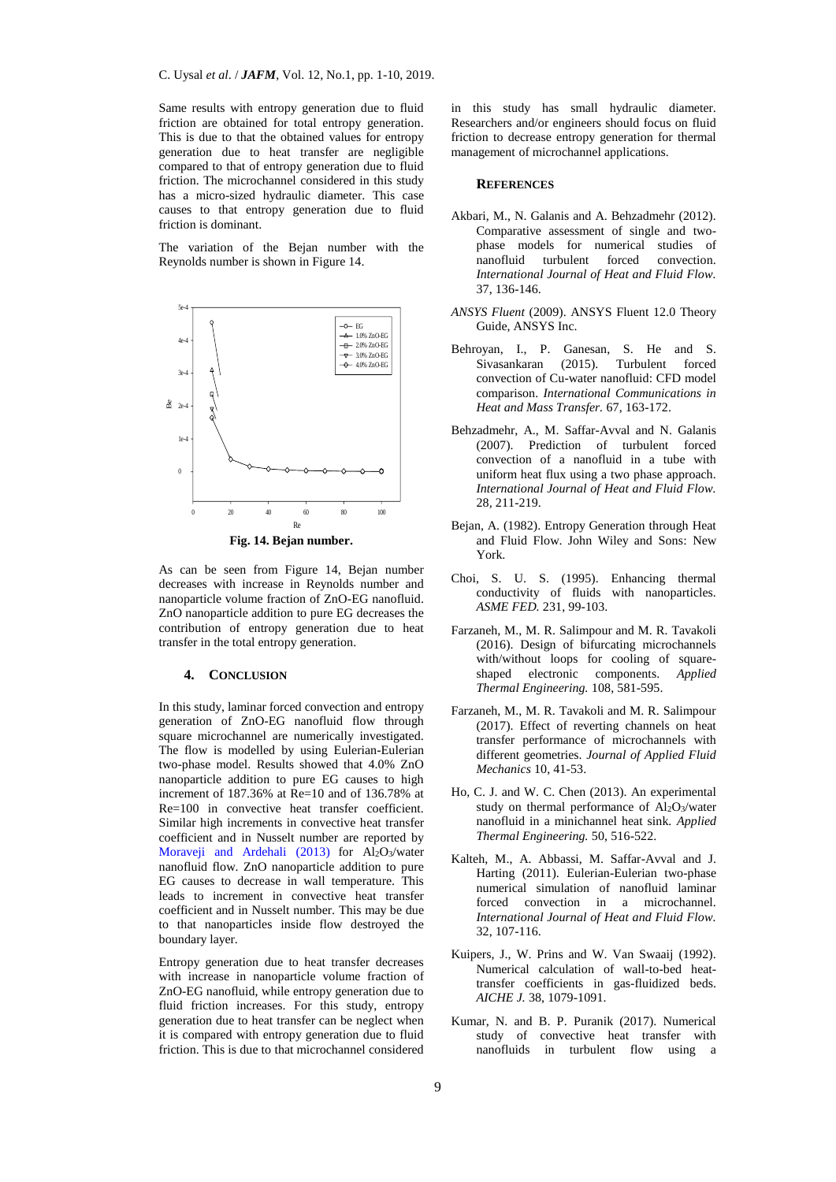Same results with entropy generation due to fluid friction are obtained for total entropy generation. This is due to that the obtained values for entropy generation due to heat transfer are negligible compared to that of entropy generation due to fluid friction. The microchannel considered in this study has a micro-sized hydraulic diameter. This case causes to that entropy generation due to fluid friction is dominant.

The variation of the Bejan number with the Reynolds number is shown in Figure 14.

**Fig. 14. Bejan number.**

As can be seen from Figure 14, Bejan number decreases with increase in Reynolds number and nanoparticle volume fraction of ZnO-EG nanofluid. ZnO nanoparticle addition to pure EG decreases the contribution of entropy generation due to heat transfer in the total entropy generation.

## 4. Conclusion

In this study, laminar forced convection and entropy generation of ZnO-EG nanofluid flow through square microchannel are numerically investigated. The flow is modelled by using Eulerian-Eulerian two-phase model. Results showed that 4.0% ZnO nanoparticle addition to pure EG causes to high increment of 187.36% at Re=10 and of 136.78% at Re=100 in convective heat transfer coefficient. Similar high increments in convective heat transfer coefficient and in Nusselt number are reported by Moraveji and Ardehali (2013) for $Al_2O_3$/water nanofluid flow. ZnO nanoparticle addition to pure EG causes to decrease in wall temperature. This leads to increment in convective heat transfer coefficient and in Nusselt number. This may be due to that nanoparticles inside flow destroyed the boundary layer.

Entropy generation due to heat transfer decreases with increase in nanoparticle volume fraction of ZnO-EG nanofluid, while entropy generation due to fluid friction increases. For this study, entropy generation due to heat transfer can be neglect when it is compared with entropy generation due to fluid friction. This is due to that microchannel considered in this study has small hydraulic diameter. Researchers and/or engineers should focus on fluid friction to decrease entropy generation for thermal management of microchannel applications.

## References

Akbari, M., N. Galanis and A. Behzadmehr (2012). Comparative assessment of single and two-phase models for numerical studies of nanofluid turbulent forced convection. *International Journal of Heat and Fluid Flow.* 37, 136-146.

*ANSYS Fluent* (2009). ANSYS Fluent 12.0 Theory Guide, ANSYS Inc.

Behroyan, I., P. Ganesan, S. He and S. Sivasankaran (2015). Turbulent forced convection of Cu-water nanofluid: CFD model comparison. *International Communications in Heat and Mass Transfer.* 67, 163-172.

Behzadmehr, A., M. Saffar-Avval and N. Galanis (2007). Prediction of turbulent forced convection of a nanofluid in a tube with uniform heat flux using a two phase approach. *International Journal of Heat and Fluid Flow.* 28, 211-219.

Bejan, A. (1982). Entropy Generation through Heat and Fluid Flow. John Wiley and Sons: New York.

Choi, S. U. S. (1995). Enhancing thermal conductivity of fluids with nanoparticles. *ASME FED.* 231, 99-103.

Farzaneh, M., M. R. Salimpour and M. R. Tavakoli (2016). Design of bifurcating microchannels with/without loops for cooling of square-shaped electronic components. *Applied Thermal Engineering.* 108, 581-595.

Farzaneh, M., M. R. Tavakoli and M. R. Salimpour (2017). Effect of reverting channels on heat transfer performance of microchannels with different geometries. *Journal of Applied Fluid Mechanics* 10, 41-53.

Ho, C. J. and W. C. Chen (2013). An experimental study on thermal performance of $Al_2O_3$/water nanofluid in a minichannel heat sink. *Applied Thermal Engineering.* 50, 516-522.

Kalteh, M., A. Abbassi, M. Saffar-Avval and J. Harting (2011). Eulerian-Eulerian two-phase numerical simulation of nanofluid laminar forced convection in a microchannel. *International Journal of Heat and Fluid Flow.* 32, 107-116.

Kuipers, J., W. Prins and W. Van Swaaij (1992). Numerical calculation of wall-to-bed heat-transfer coefficients in gas-fluidized beds. *AICHE J.* 38, 1079-1091.

Kumar, N. and B. P. Puranik (2017). Numerical study of convective heat transfer with nanofluids in turbulent flow using a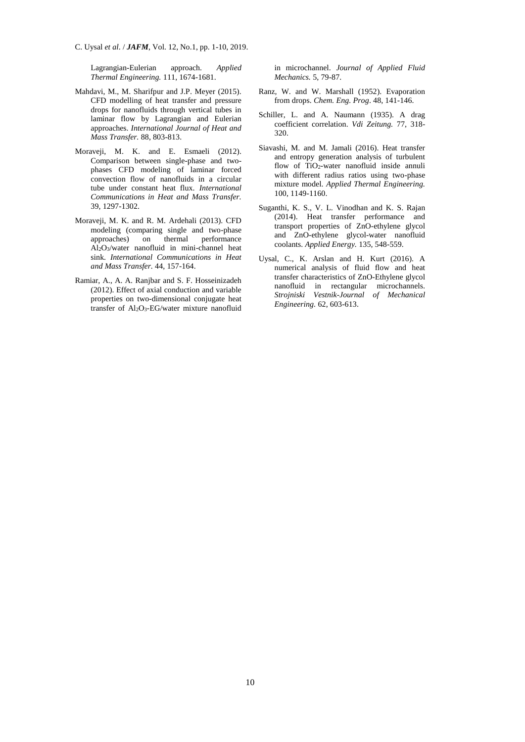Lagrangian-Eulerian approach. *Applied Thermal Engineering.* 111, 1674-1681.

Mahdavi, M., M. Sharifpur and J.P. Meyer (2015). CFD modelling of heat transfer and pressure drops for nanofluids through vertical tubes in laminar flow by Lagrangian and Eulerian approaches. *International Journal of Heat and Mass Transfer.* 88, 803-813.

Moraveji, M. K. and E. Esmaeli (2012). Comparison between single-phase and two-phases CFD modeling of laminar forced convection flow of nanofluids in a circular tube under constant heat flux. *International Communications in Heat and Mass Transfer.* 39, 1297-1302.

Moraveji, M. K. and R. M. Ardehali (2013). CFD modeling (comparing single and two-phase approaches) on thermal performance $Al_2O_3$/water nanofluid in mini-channel heat sink. *International Communications in Heat and Mass Transfer.* 44, 157-164.

Ramiar, A., A. A. Ranjbar and S. F. Hosseinizadeh (2012). Effect of axial conduction and variable properties on two-dimensional conjugate heat transfer of $Al_2O_3$-EG/water mixture nanofluid in microchannel. *Journal of Applied Fluid Mechanics.* 5, 79-87.

Ranz, W. and W. Marshall (1952). Evaporation from drops. *Chem. Eng. Prog*. 48, 141-146.

Schiller, L. and A. Naumann (1935). A drag coefficient correlation. *Vdi Zeitung.* 77, 318-320.

Siavashi, M. and M. Jamali (2016). Heat transfer and entropy generation analysis of turbulent flow of $TiO_2$-water nanofluid inside annuli with different radius ratios using two-phase mixture model. *Applied Thermal Engineering.* 100, 1149-1160.

Suganthi, K. S., V. L. Vinodhan and K. S. Rajan (2014). Heat transfer performance and transport properties of ZnO-ethylene glycol and ZnO-ethylene glycol-water nanofluid coolants. *Applied Energy.* 135, 548-559.

Uysal, C., K. Arslan and H. Kurt (2016). A numerical analysis of fluid flow and heat transfer characteristics of ZnO-Ethylene glycol nanofluid in rectangular microchannels. *Strojniski Vestnik-Journal of Mechanical Engineering.* 62, 603-613.